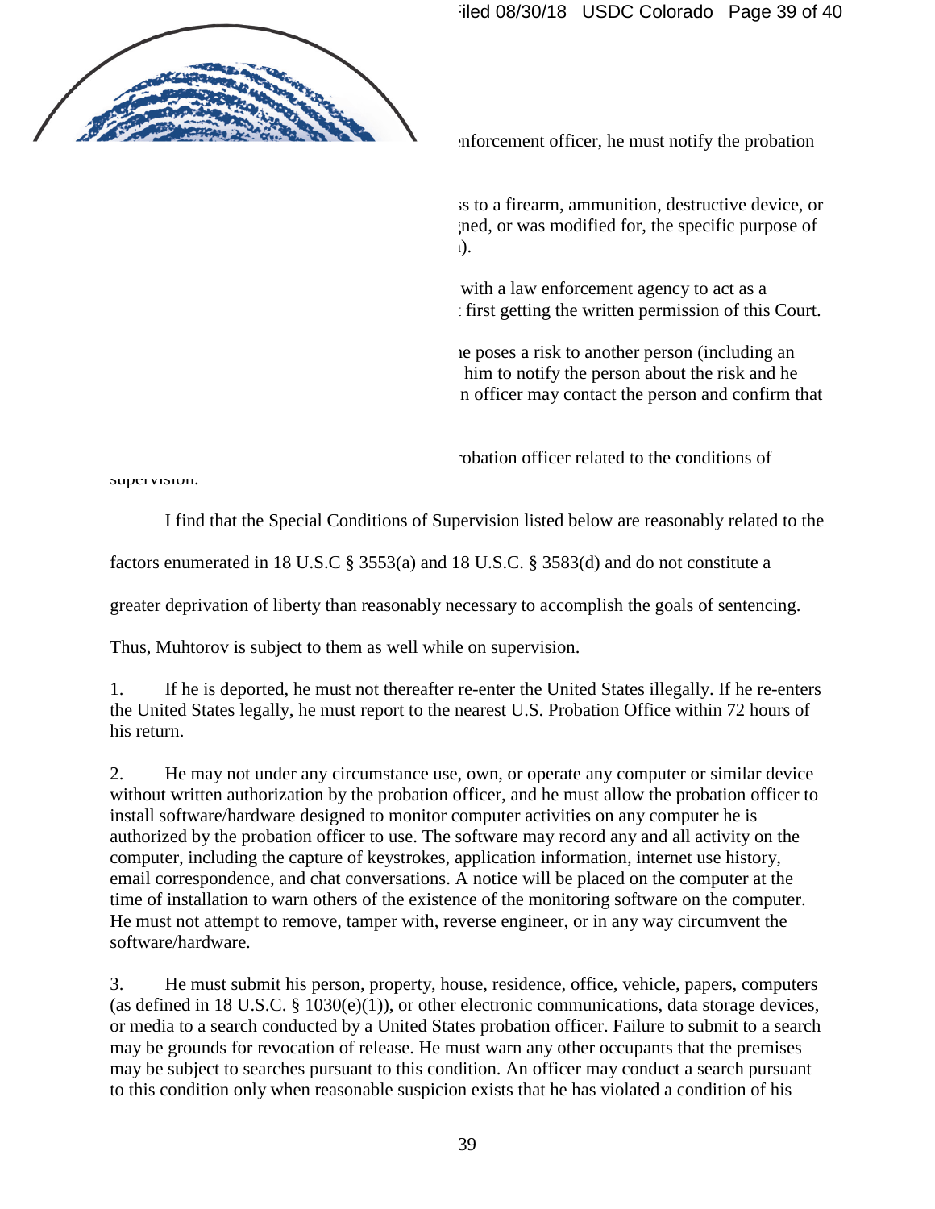nforcement officer, he must notify the probation

s to a firearm, ammunition, destructive device, or ned, or was modified for, the specific purpose of ).

with a law enforcement agency to act as a first getting the written permission of this Court.

e poses a risk to another person (including an him to notify the person about the risk and he n officer may contact the person and confirm that

obation officer related to the conditions of supervision.

I find that the Special Conditions of Supervision listed below are reasonably related to the factors enumerated in 18 U.S.C § 3553(a) and 18 U.S.C. § 3583(d) and do not constitute a greater deprivation of liberty than reasonably necessary to accomplish the goals of sentencing. Thus, Muhtorov is subject to them as well while on supervision.

1. If he is deported, he must not thereafter re-enter the United States illegally. If he re-enters the United States legally, he must report to the nearest U.S. Probation Office within 72 hours of his return.

2. He may not under any circumstance use, own, or operate any computer or similar device without written authorization by the probation officer, and he must allow the probation officer to install software/hardware designed to monitor computer activities on any computer he is authorized by the probation officer to use. The software may record any and all activity on the computer, including the capture of keystrokes, application information, internet use history, email correspondence, and chat conversations. A notice will be placed on the computer at the time of installation to warn others of the existence of the monitoring software on the computer. He must not attempt to remove, tamper with, reverse engineer, or in any way circumvent the software/hardware.

3. He must submit his person, property, house, residence, office, vehicle, papers, computers (as defined in 18 U.S.C. § 1030(e)(1)), or other electronic communications, data storage devices, or media to a search conducted by a United States probation officer. Failure to submit to a search may be grounds for revocation of release. He must warn any other occupants that the premises may be subject to searches pursuant to this condition. An officer may conduct a search pursuant to this condition only when reasonable suspicion exists that he has violated a condition of his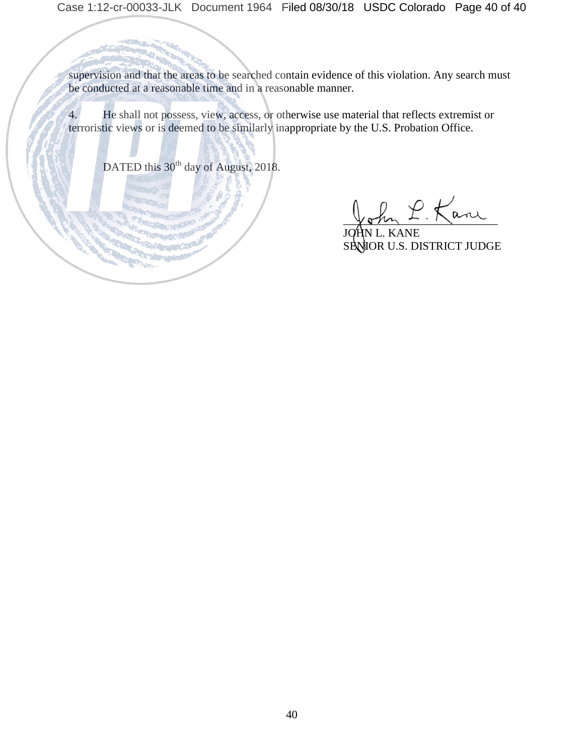supervision and that the areas to be searched contain evidence of this violation. Any search must be conducted at a reasonable time and in a reasonable manner.

4. He shall not possess, view, access, or otherwise use material that reflects extremist or terroristic views or is deemed to be similarly inappropriate by the U.S. Probation Office.

DATED this 30th day of August, 2018.

JOHN L. KANE
SENIOR U.S. DISTRICT JUDGE